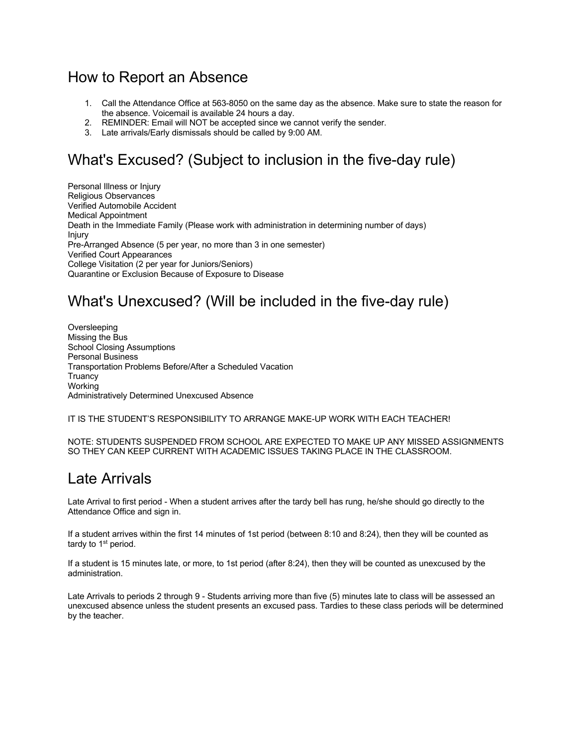## How to Report an Absence

1. Call the Attendance Office at 563-8050 on the same day as the absence. Make sure to state the reason for the absence. Voicemail is available 24 hours a day.
2. REMINDER: Email will NOT be accepted since we cannot verify the sender.
3. Late arrivals/Early dismissals should be called by 9:00 AM.

## What's Excused? (Subject to inclusion in the five-day rule)

Personal Illness or Injury
Religious Observances
Verified Automobile Accident
Medical Appointment
Death in the Immediate Family (Please work with administration in determining number of days)
Injury
Pre-Arranged Absence (5 per year, no more than 3 in one semester)
Verified Court Appearances
College Visitation (2 per year for Juniors/Seniors)
Quarantine or Exclusion Because of Exposure to Disease

## What's Unexcused? (Will be included in the five-day rule)

Oversleeping
Missing the Bus
School Closing Assumptions
Personal Business
Transportation Problems Before/After a Scheduled Vacation
Truancy
Working
Administratively Determined Unexcused Absence

IT IS THE STUDENT'S RESPONSIBILITY TO ARRANGE MAKE-UP WORK WITH EACH TEACHER!

NOTE: STUDENTS SUSPENDED FROM SCHOOL ARE EXPECTED TO MAKE UP ANY MISSED ASSIGNMENTS SO THEY CAN KEEP CURRENT WITH ACADEMIC ISSUES TAKING PLACE IN THE CLASSROOM.

## Late Arrivals

Late Arrival to first period - When a student arrives after the tardy bell has rung, he/she should go directly to the Attendance Office and sign in.

If a student arrives within the first 14 minutes of 1st period (between 8:10 and 8:24), then they will be counted as tardy to 1st period.

If a student is 15 minutes late, or more, to 1st period (after 8:24), then they will be counted as unexcused by the administration.

Late Arrivals to periods 2 through 9 - Students arriving more than five (5) minutes late to class will be assessed an unexcused absence unless the student presents an excused pass. Tardies to these class periods will be determined by the teacher.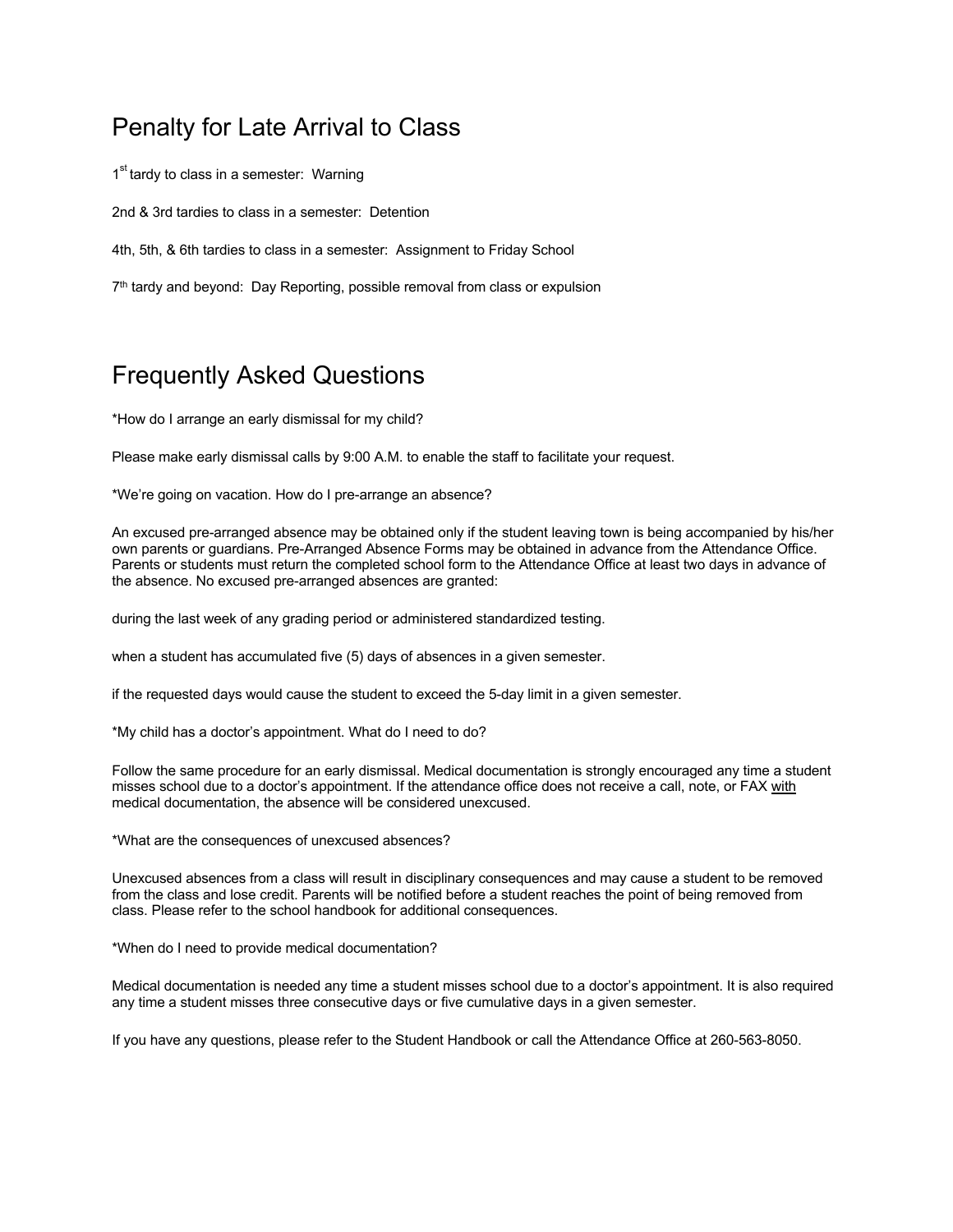## Penalty for Late Arrival to Class

1st tardy to class in a semester: Warning

2nd & 3rd tardies to class in a semester: Detention

4th, 5th, & 6th tardies to class in a semester: Assignment to Friday School

7th tardy and beyond: Day Reporting, possible removal from class or expulsion

## Frequently Asked Questions

*How do I arrange an early dismissal for my child?

Please make early dismissal calls by 9:00 A.M. to enable the staff to facilitate your request.

*We're going on vacation. How do I pre-arrange an absence?

An excused pre-arranged absence may be obtained only if the student leaving town is being accompanied by his/her own parents or guardians. Pre-Arranged Absence Forms may be obtained in advance from the Attendance Office. Parents or students must return the completed school form to the Attendance Office at least two days in advance of the absence. No excused pre-arranged absences are granted:

during the last week of any grading period or administered standardized testing.

when a student has accumulated five (5) days of absences in a given semester.

if the requested days would cause the student to exceed the 5-day limit in a given semester.

*My child has a doctor's appointment. What do I need to do?

Follow the same procedure for an early dismissal. Medical documentation is strongly encouraged any time a student misses school due to a doctor's appointment. If the attendance office does not receive a call, note, or FAX <u>with</u> medical documentation, the absence will be considered unexcused.

*What are the consequences of unexcused absences?

Unexcused absences from a class will result in disciplinary consequences and may cause a student to be removed from the class and lose credit. Parents will be notified before a student reaches the point of being removed from class. Please refer to the school handbook for additional consequences.

*When do I need to provide medical documentation?

Medical documentation is needed any time a student misses school due to a doctor's appointment. It is also required any time a student misses three consecutive days or five cumulative days in a given semester.

If you have any questions, please refer to the Student Handbook or call the Attendance Office at 260-563-8050.